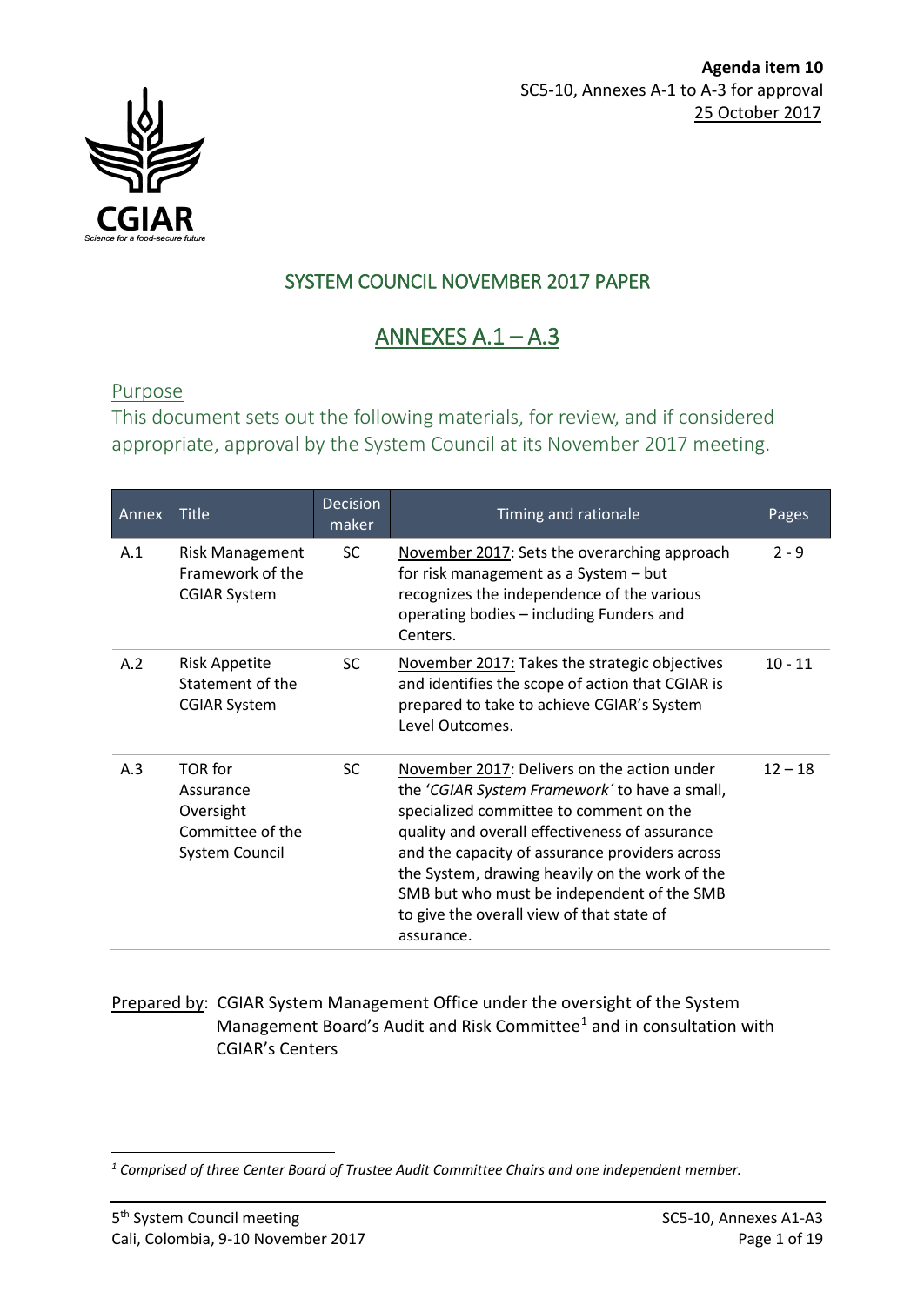**Agenda item 10**
SC5-10, Annexes A-1 to A-3 for approval
25 October 2017

CGIAR
*Science for a food-secure future*

## SYSTEM COUNCIL NOVEMBER 2017 PAPER

# ANNEXES A.1 – A.3

## Purpose

This document sets out the following materials, for review, and if considered appropriate, approval by the System Council at its November 2017 meeting.

| Annex | Title | Decision maker | Timing and rationale | Pages |
|---|---|---|---|---|
| A.1 | Risk Management Framework of the CGIAR System | SC | November 2017: Sets the overarching approach for risk management as a System – but recognizes the independence of the various operating bodies – including Funders and Centers. | 2 - 9 |
| A.2 | Risk Appetite Statement of the CGIAR System | SC | November 2017: Takes the strategic objectives and identifies the scope of action that CGIAR is prepared to take to achieve CGIAR's System Level Outcomes. | 10 - 11 |
| A.3 | TOR for Assurance Oversight Committee of the System Council | SC | November 2017: Delivers on the action under the '*CGIAR System Framework*´ to have a small, specialized committee to comment on the quality and overall effectiveness of assurance and the capacity of assurance providers across the System, drawing heavily on the work of the SMB but who must be independent of the SMB to give the overall view of that state of assurance. | 12 – 18 |

Prepared by: CGIAR System Management Office under the oversight of the System Management Board's Audit and Risk Committee[1] and in consultation with CGIAR's Centers

[1] *Comprised of three Center Board of Trustee Audit Committee Chairs and one independent member.*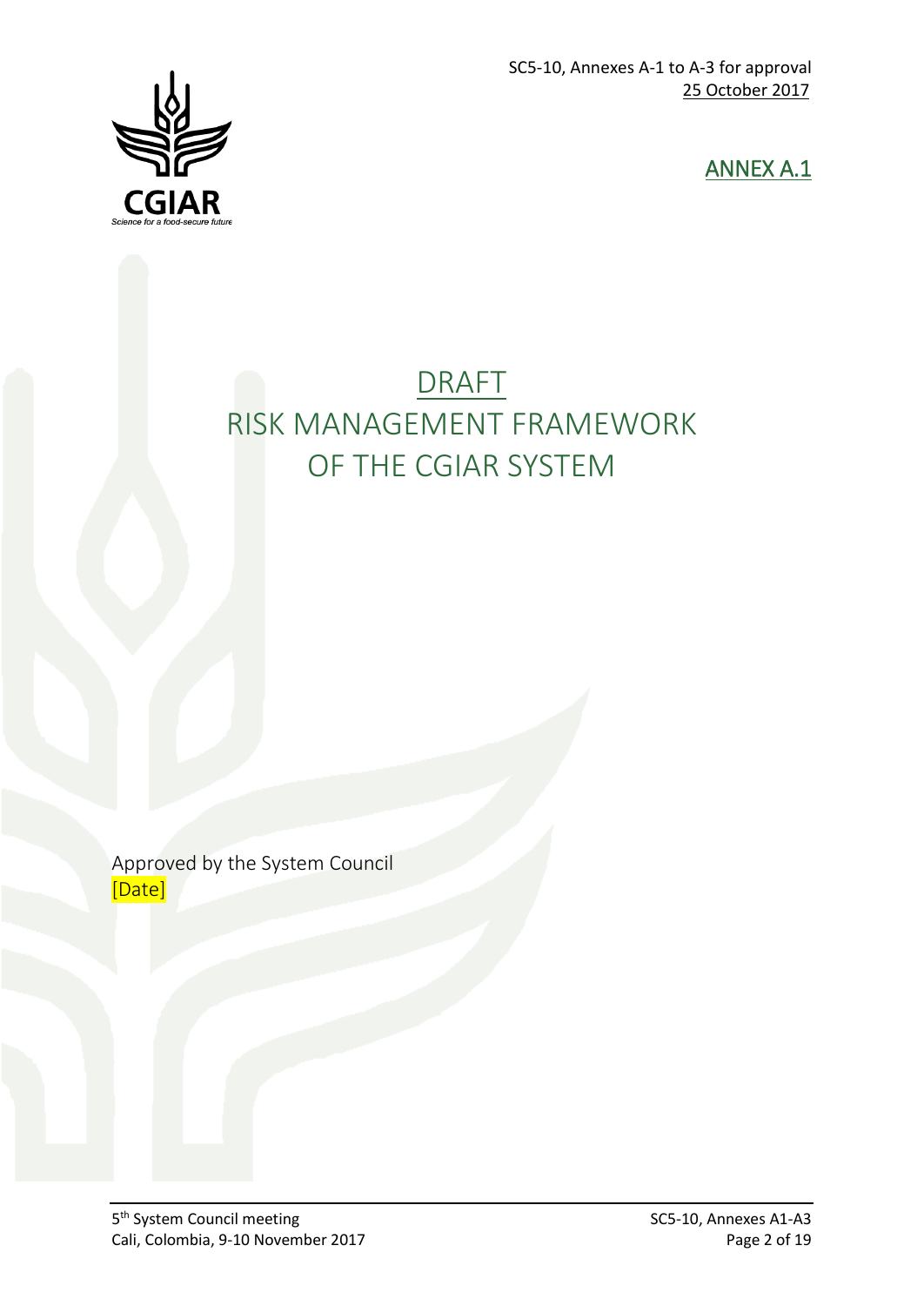SC5-10, Annexes A-1 to A-3 for approval
25 October 2017

ANNEX A.1

# DRAFT
# RISK MANAGEMENT FRAMEWORK OF THE CGIAR SYSTEM

Approved by the System Council
[Date]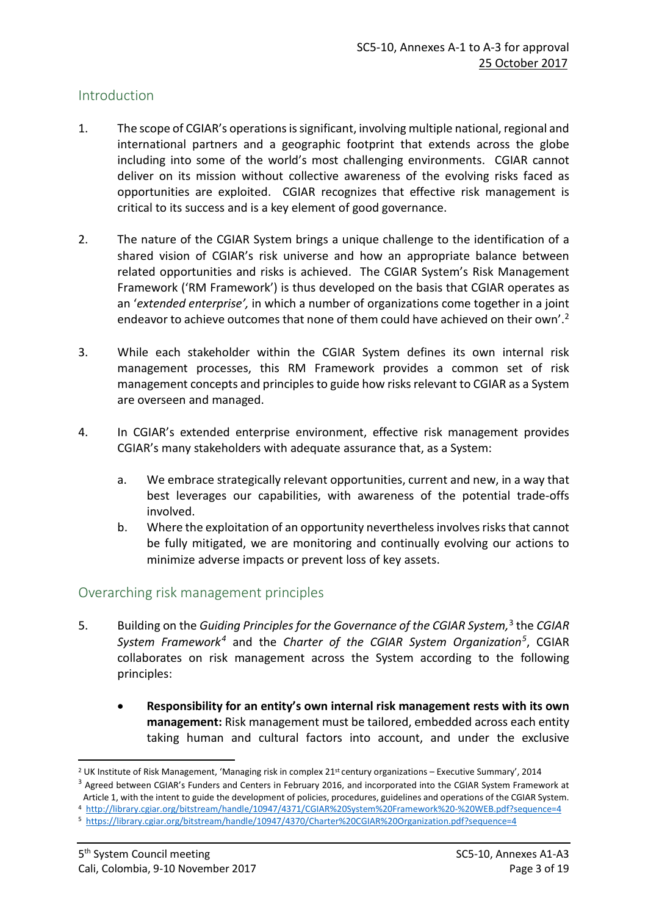## Introduction

1. The scope of CGIAR's operations is significant, involving multiple national, regional and international partners and a geographic footprint that extends across the globe including into some of the world's most challenging environments. CGIAR cannot deliver on its mission without collective awareness of the evolving risks faced as opportunities are exploited. CGIAR recognizes that effective risk management is critical to its success and is a key element of good governance.

2. The nature of the CGIAR System brings a unique challenge to the identification of a shared vision of CGIAR's risk universe and how an appropriate balance between related opportunities and risks is achieved. The CGIAR System's Risk Management Framework ('RM Framework') is thus developed on the basis that CGIAR operates as an '*extended enterprise',* in which a number of organizations come together in a joint endeavor to achieve outcomes that none of them could have achieved on their own'.[2]

3. While each stakeholder within the CGIAR System defines its own internal risk management processes, this RM Framework provides a common set of risk management concepts and principles to guide how risks relevant to CGIAR as a System are overseen and managed.

4. In CGIAR's extended enterprise environment, effective risk management provides CGIAR's many stakeholders with adequate assurance that, as a System:

   a. We embrace strategically relevant opportunities, current and new, in a way that best leverages our capabilities, with awareness of the potential trade-offs involved.
   b. Where the exploitation of an opportunity nevertheless involves risks that cannot be fully mitigated, we are monitoring and continually evolving our actions to minimize adverse impacts or prevent loss of key assets.

## Overarching risk management principles

5. Building on the *Guiding Principles for the Governance of the CGIAR System,*[3] the *CGIAR System Framework*[4] and the *Charter of the CGIAR System Organization*[5], CGIAR collaborates on risk management across the System according to the following principles:

   - **Responsibility for an entity's own internal risk management rests with its own management:** Risk management must be tailored, embedded across each entity taking human and cultural factors into account, and under the exclusive

---

[2] UK Institute of Risk Management, 'Managing risk in complex 21st century organizations – Executive Summary', 2014

[3] Agreed between CGIAR's Funders and Centers in February 2016, and incorporated into the CGIAR System Framework at Article 1, with the intent to guide the development of policies, procedures, guidelines and operations of the CGIAR System.

[4] http://library.cgiar.org/bitstream/handle/10947/4371/CGIAR%20System%20Framework%20-%20WEB.pdf?sequence=4

[5] https://library.cgiar.org/bitstream/handle/10947/4370/Charter%20CGIAR%20Organization.pdf?sequence=4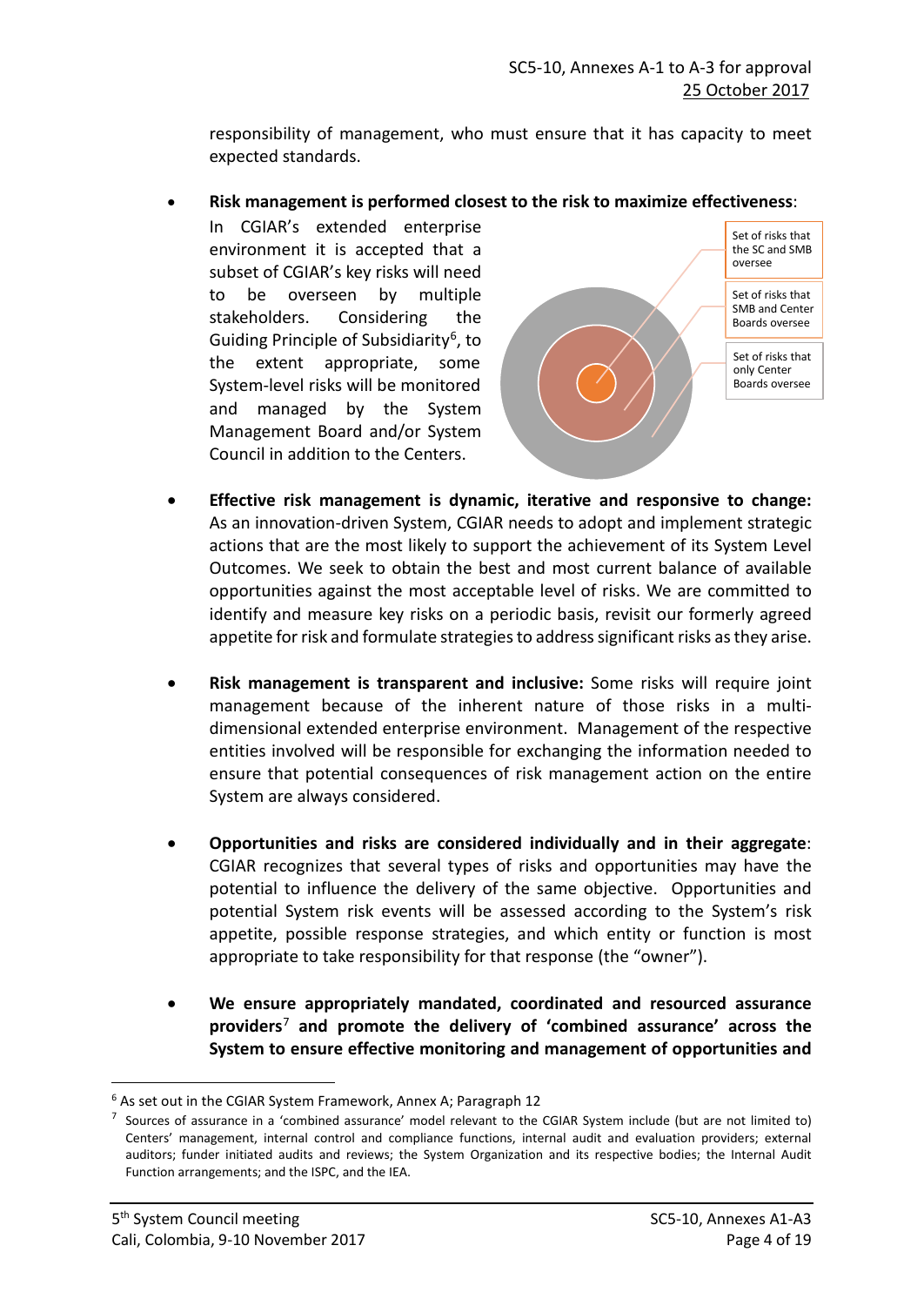responsibility of management, who must ensure that it has capacity to meet expected standards.

- **Risk management is performed closest to the risk to maximize effectiveness**: In CGIAR's extended enterprise environment it is accepted that a subset of CGIAR's key risks will need to be overseen by multiple stakeholders. Considering the Guiding Principle of Subsidiarity[6], to the extent appropriate, some System-level risks will be monitored and managed by the System Management Board and/or System Council in addition to the Centers.

  Set of risks that the SC and SMB oversee

  Set of risks that SMB and Center Boards oversee

  Set of risks that only Center Boards oversee

- **Effective risk management is dynamic, iterative and responsive to change:** As an innovation-driven System, CGIAR needs to adopt and implement strategic actions that are the most likely to support the achievement of its System Level Outcomes. We seek to obtain the best and most current balance of available opportunities against the most acceptable level of risks. We are committed to identify and measure key risks on a periodic basis, revisit our formerly agreed appetite for risk and formulate strategies to address significant risks as they arise.

- **Risk management is transparent and inclusive:** Some risks will require joint management because of the inherent nature of those risks in a multi-dimensional extended enterprise environment. Management of the respective entities involved will be responsible for exchanging the information needed to ensure that potential consequences of risk management action on the entire System are always considered.

- **Opportunities and risks are considered individually and in their aggregate**: CGIAR recognizes that several types of risks and opportunities may have the potential to influence the delivery of the same objective. Opportunities and potential System risk events will be assessed according to the System's risk appetite, possible response strategies, and which entity or function is most appropriate to take responsibility for that response (the "owner").

- **We ensure appropriately mandated, coordinated and resourced assurance providers[7] and promote the delivery of 'combined assurance' across the System to ensure effective monitoring and management of opportunities and**

---

[6] As set out in the CGIAR System Framework, Annex A; Paragraph 12

[7] Sources of assurance in a 'combined assurance' model relevant to the CGIAR System include (but are not limited to) Centers' management, internal control and compliance functions, internal audit and evaluation providers; external auditors; funder initiated audits and reviews; the System Organization and its respective bodies; the Internal Audit Function arrangements; and the ISPC, and the IEA.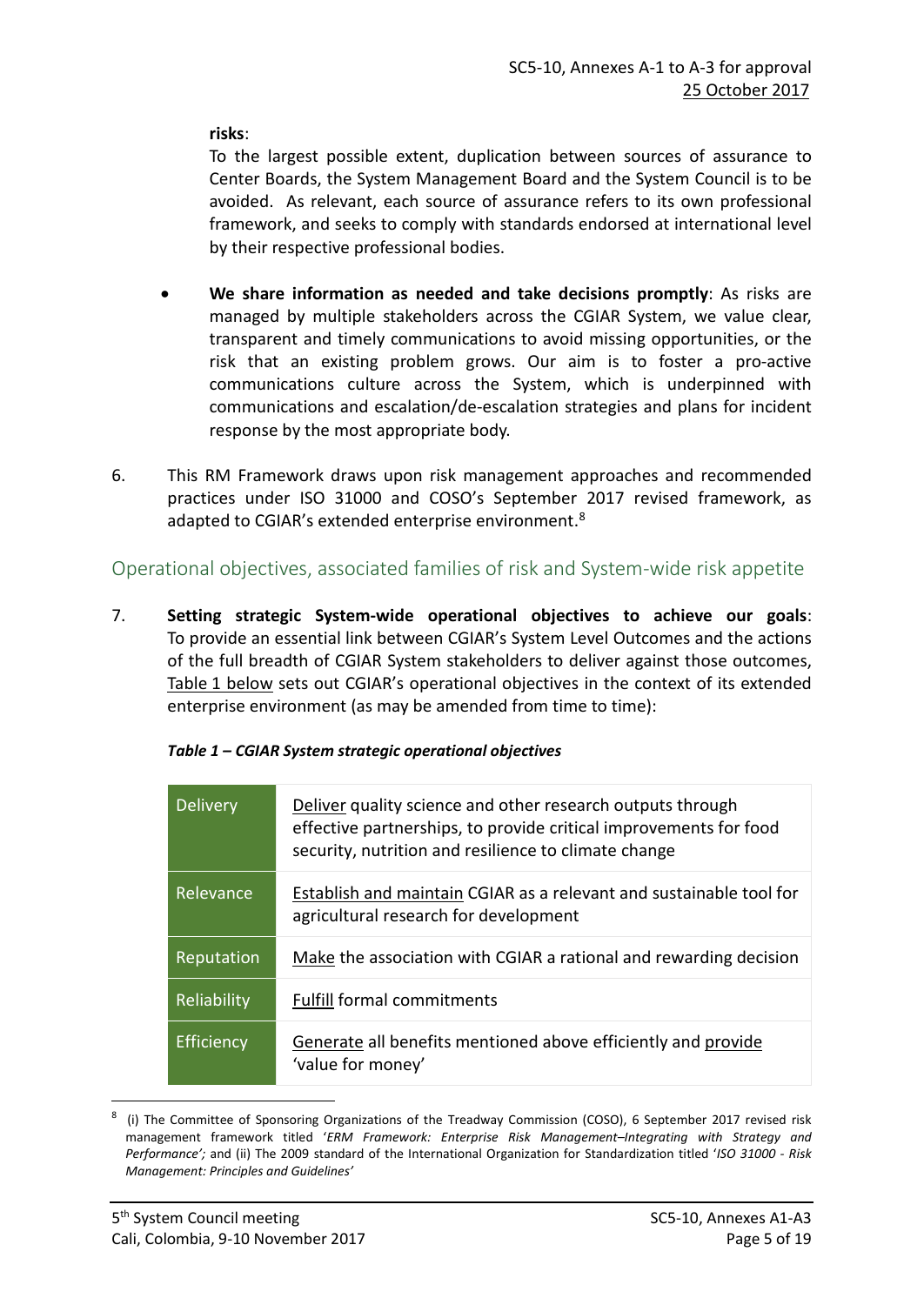**risks**:
To the largest possible extent, duplication between sources of assurance to Center Boards, the System Management Board and the System Council is to be avoided. As relevant, each source of assurance refers to its own professional framework, and seeks to comply with standards endorsed at international level by their respective professional bodies.

- **We share information as needed and take decisions promptly**: As risks are managed by multiple stakeholders across the CGIAR System, we value clear, transparent and timely communications to avoid missing opportunities, or the risk that an existing problem grows. Our aim is to foster a pro-active communications culture across the System, which is underpinned with communications and escalation/de-escalation strategies and plans for incident response by the most appropriate body.

6. This RM Framework draws upon risk management approaches and recommended practices under ISO 31000 and COSO's September 2017 revised framework, as adapted to CGIAR's extended enterprise environment.[8]

## Operational objectives, associated families of risk and System-wide risk appetite

7. **Setting strategic System-wide operational objectives to achieve our goals**: To provide an essential link between CGIAR's System Level Outcomes and the actions of the full breadth of CGIAR System stakeholders to deliver against those outcomes, Table 1 below sets out CGIAR's operational objectives in the context of its extended enterprise environment (as may be amended from time to time):

***Table 1 – CGIAR System strategic operational objectives***

| | |
|---|---|
| Delivery | Deliver quality science and other research outputs through effective partnerships, to provide critical improvements for food security, nutrition and resilience to climate change |
| Relevance | Establish and maintain CGIAR as a relevant and sustainable tool for agricultural research for development |
| Reputation | Make the association with CGIAR a rational and rewarding decision |
| Reliability | Fulfill formal commitments |
| Efficiency | Generate all benefits mentioned above efficiently and provide 'value for money' |

[8] (i) The Committee of Sponsoring Organizations of the Treadway Commission (COSO), 6 September 2017 revised risk management framework titled '*ERM Framework: Enterprise Risk Management–Integrating with Strategy and Performance'*; and (ii) The 2009 standard of the International Organization for Standardization titled '*ISO 31000 - Risk Management: Principles and Guidelines'*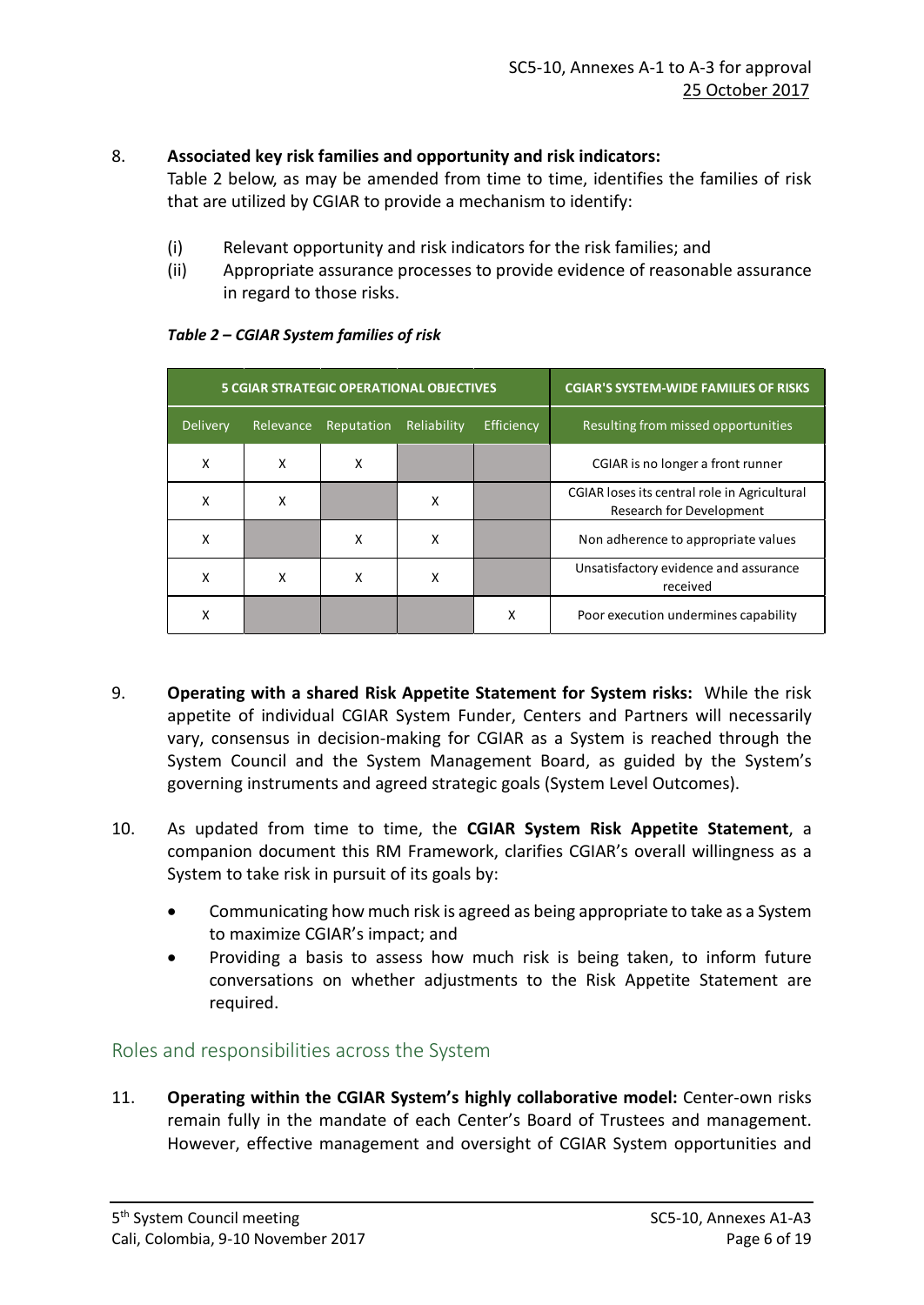8. **Associated key risk families and opportunity and risk indicators:**
Table 2 below, as may be amended from time to time, identifies the families of risk that are utilized by CGIAR to provide a mechanism to identify:

 (i) Relevant opportunity and risk indicators for the risk families; and
 (ii) Appropriate assurance processes to provide evidence of reasonable assurance in regard to those risks.

***Table 2 – CGIAR System families of risk***

| 5 CGIAR STRATEGIC OPERATIONAL OBJECTIVES | | | | | CGIAR'S SYSTEM-WIDE FAMILIES OF RISKS |
|---|---|---|---|---|---|
| Delivery | Relevance | Reputation | Reliability | Efficiency | Resulting from missed opportunities |
| X | X | X | | | CGIAR is no longer a front runner |
| X | X | | X | | CGIAR loses its central role in Agricultural Research for Development |
| X | | X | X | | Non adherence to appropriate values |
| X | X | X | X | | Unsatisfactory evidence and assurance received |
| X | | | | X | Poor execution undermines capability |

9. **Operating with a shared Risk Appetite Statement for System risks:** While the risk appetite of individual CGIAR System Funder, Centers and Partners will necessarily vary, consensus in decision-making for CGIAR as a System is reached through the System Council and the System Management Board, as guided by the System's governing instruments and agreed strategic goals (System Level Outcomes).

10. As updated from time to time, the **CGIAR System Risk Appetite Statement**, a companion document this RM Framework, clarifies CGIAR's overall willingness as a System to take risk in pursuit of its goals by:

 - Communicating how much risk is agreed as being appropriate to take as a System to maximize CGIAR's impact; and
 - Providing a basis to assess how much risk is being taken, to inform future conversations on whether adjustments to the Risk Appetite Statement are required.

## Roles and responsibilities across the System

11. **Operating within the CGIAR System's highly collaborative model:** Center-own risks remain fully in the mandate of each Center's Board of Trustees and management. However, effective management and oversight of CGIAR System opportunities and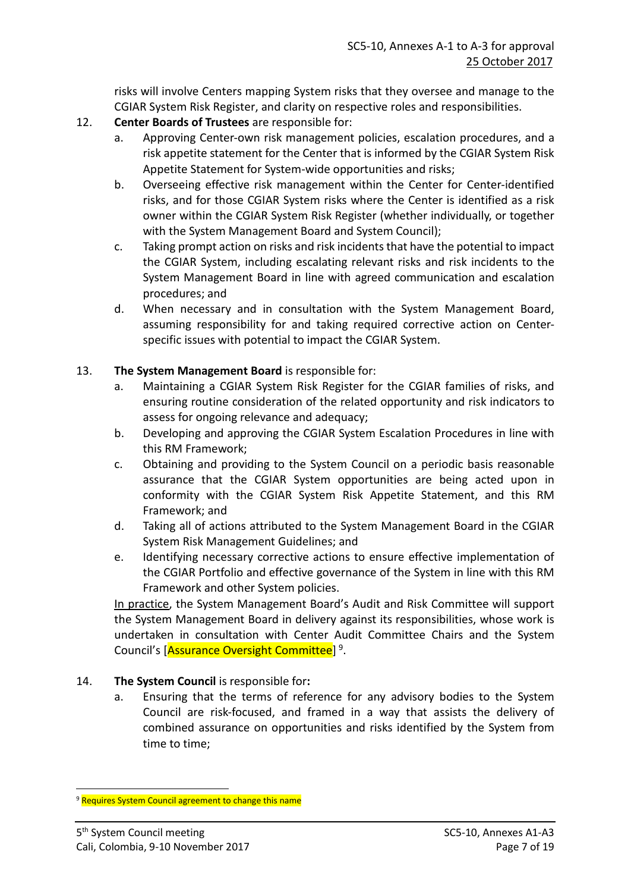risks will involve Centers mapping System risks that they oversee and manage to the CGIAR System Risk Register, and clarity on respective roles and responsibilities.

12. **Center Boards of Trustees** are responsible for:
    a. Approving Center-own risk management policies, escalation procedures, and a risk appetite statement for the Center that is informed by the CGIAR System Risk Appetite Statement for System-wide opportunities and risks;
    b. Overseeing effective risk management within the Center for Center-identified risks, and for those CGIAR System risks where the Center is identified as a risk owner within the CGIAR System Risk Register (whether individually, or together with the System Management Board and System Council);
    c. Taking prompt action on risks and risk incidents that have the potential to impact the CGIAR System, including escalating relevant risks and risk incidents to the System Management Board in line with agreed communication and escalation procedures; and
    d. When necessary and in consultation with the System Management Board, assuming responsibility for and taking required corrective action on Center-specific issues with potential to impact the CGIAR System.

13. **The System Management Board** is responsible for:
    a. Maintaining a CGIAR System Risk Register for the CGIAR families of risks, and ensuring routine consideration of the related opportunity and risk indicators to assess for ongoing relevance and adequacy;
    b. Developing and approving the CGIAR System Escalation Procedures in line with this RM Framework;
    c. Obtaining and providing to the System Council on a periodic basis reasonable assurance that the CGIAR System opportunities are being acted upon in conformity with the CGIAR System Risk Appetite Statement, and this RM Framework; and
    d. Taking all of actions attributed to the System Management Board in the CGIAR System Risk Management Guidelines; and
    e. Identifying necessary corrective actions to ensure effective implementation of the CGIAR Portfolio and effective governance of the System in line with this RM Framework and other System policies.

    In practice, the System Management Board's Audit and Risk Committee will support the System Management Board in delivery against its responsibilities, whose work is undertaken in consultation with Center Audit Committee Chairs and the System Council's [Assurance Oversight Committee] [9].

14. **The System Council** is responsible for**:**
    a. Ensuring that the terms of reference for any advisory bodies to the System Council are risk-focused, and framed in a way that assists the delivery of combined assurance on opportunities and risks identified by the System from time to time;

---

[9] Requires System Council agreement to change this name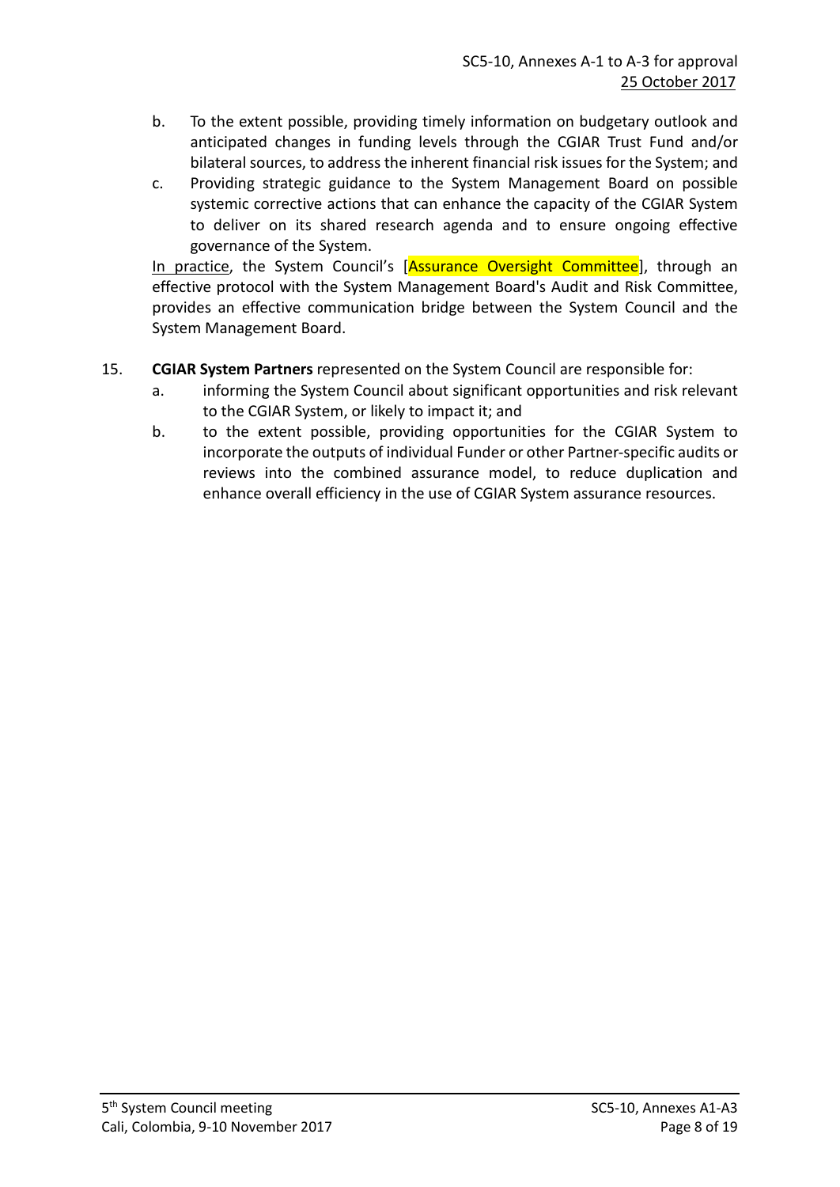b. To the extent possible, providing timely information on budgetary outlook and anticipated changes in funding levels through the CGIAR Trust Fund and/or bilateral sources, to address the inherent financial risk issues for the System; and
c. Providing strategic guidance to the System Management Board on possible systemic corrective actions that can enhance the capacity of the CGIAR System to deliver on its shared research agenda and to ensure ongoing effective governance of the System.

In practice, the System Council's [Assurance Oversight Committee], through an effective protocol with the System Management Board's Audit and Risk Committee, provides an effective communication bridge between the System Council and the System Management Board.

15. **CGIAR System Partners** represented on the System Council are responsible for:
   a. informing the System Council about significant opportunities and risk relevant to the CGIAR System, or likely to impact it; and
   b. to the extent possible, providing opportunities for the CGIAR System to incorporate the outputs of individual Funder or other Partner-specific audits or reviews into the combined assurance model, to reduce duplication and enhance overall efficiency in the use of CGIAR System assurance resources.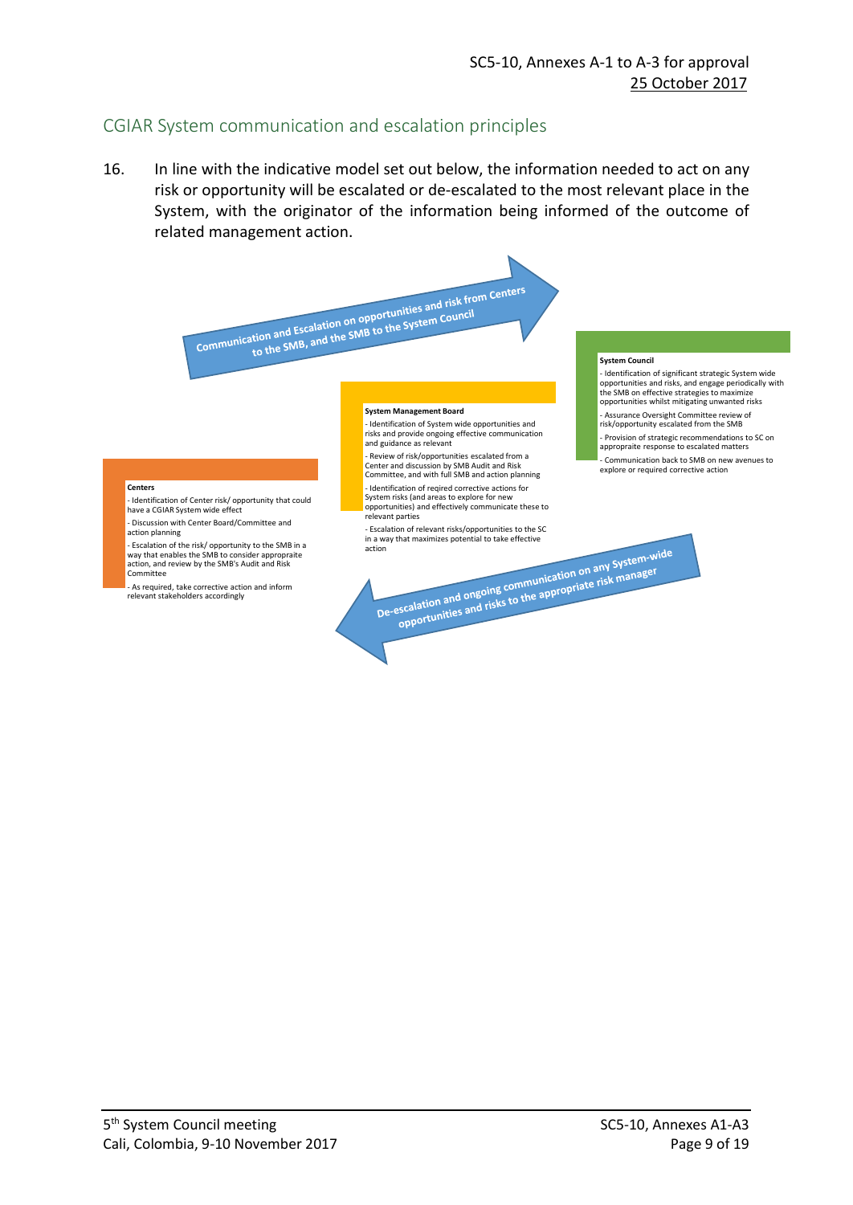## CGIAR System communication and escalation principles

16. In line with the indicative model set out below, the information needed to act on any risk or opportunity will be escalated or de-escalated to the most relevant place in the System, with the originator of the information being informed of the outcome of related management action.

**Communication and Escalation on opportunities and risk from Centers to the SMB, and the SMB to the System Council**

**Centers**

- Identification of Center risk/ opportunity that could have a CGIAR System wide effect
- Discussion with Center Board/Committee and action planning
- Escalation of the risk/ opportunity to the SMB in a way that enables the SMB to consider appropriate action, and review by the SMB's Audit and Risk Committee
- As required, take corrective action and inform relevant stakeholders accordingly

**System Management Board**

- Identification of System wide opportunities and risks and provide ongoing effective communication and guidance as relevant
- Review of risk/opportunities escalated from a Center and discussion by SMB Audit and Risk Committee, and with full SMB and action planning
- Identification of reqired corrective actions for System risks (and areas to explore for new opportunities) and effectively communicate these to relevant parties
- Escalation of relevant risks/opportunities to the SC in a way that maximizes potential to take effective action

**System Council**

- Identification of significant strategic System wide opportunities and risks, and engage periodically with the SMB on effective strategies to maximize opportunities whilst mitigating unwanted risks
- Assurance Oversight Committee review of risk/opportunity escalated from the SMB
- Provision of strategic recommendations to SC on appropraite response to escalated matters
- Communication back to SMB on new avenues to explore or required corrective action

**De-escalation and ongoing communication on any System-wide opportunities and risks to the appropriate risk manager**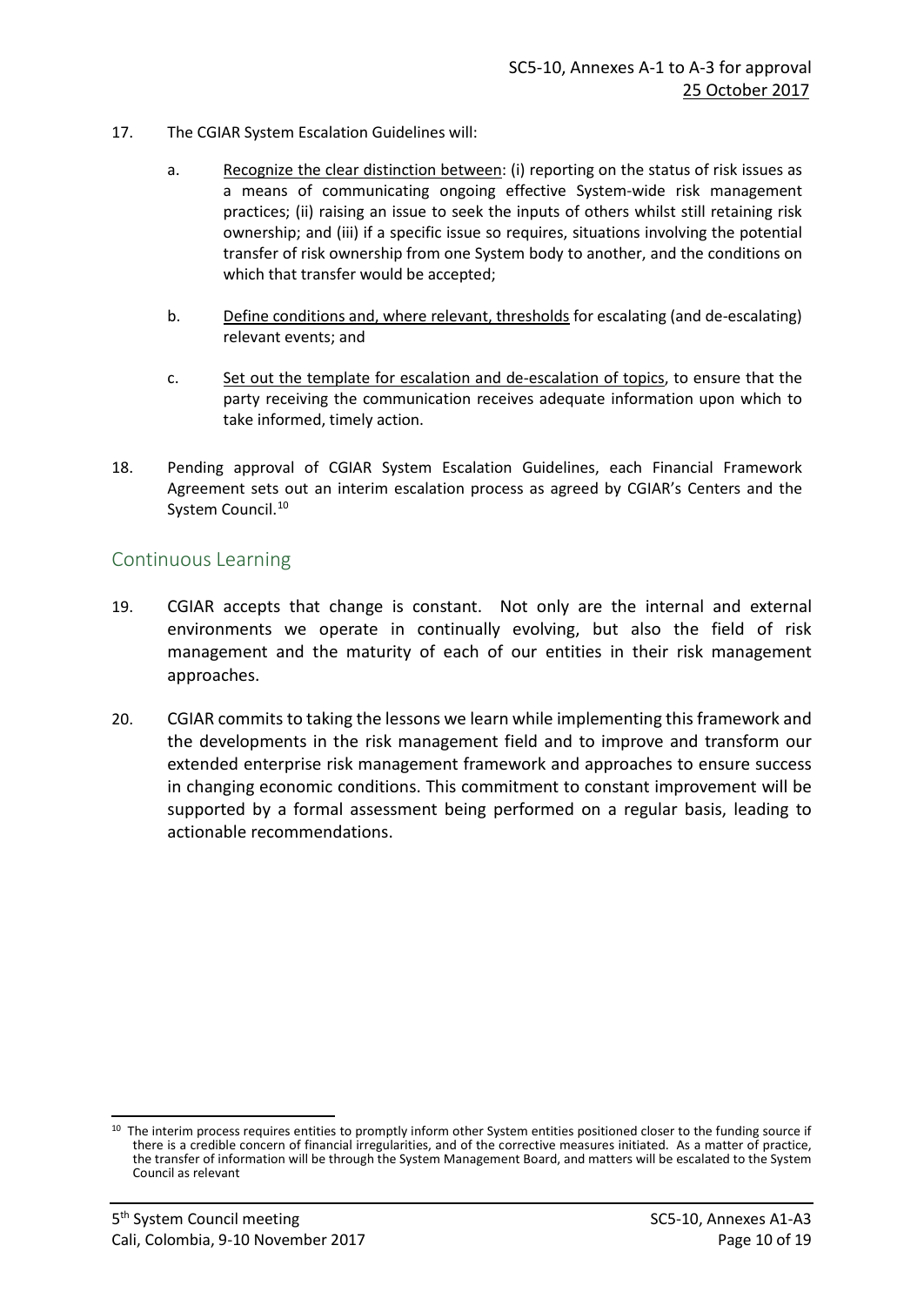17. The CGIAR System Escalation Guidelines will:

    a. Recognize the clear distinction between: (i) reporting on the status of risk issues as a means of communicating ongoing effective System-wide risk management practices; (ii) raising an issue to seek the inputs of others whilst still retaining risk ownership; and (iii) if a specific issue so requires, situations involving the potential transfer of risk ownership from one System body to another, and the conditions on which that transfer would be accepted;

    b. Define conditions and, where relevant, thresholds for escalating (and de-escalating) relevant events; and

    c. Set out the template for escalation and de-escalation of topics, to ensure that the party receiving the communication receives adequate information upon which to take informed, timely action.

18. Pending approval of CGIAR System Escalation Guidelines, each Financial Framework Agreement sets out an interim escalation process as agreed by CGIAR's Centers and the System Council.[10]

## Continuous Learning

19. CGIAR accepts that change is constant. Not only are the internal and external environments we operate in continually evolving, but also the field of risk management and the maturity of each of our entities in their risk management approaches.

20. CGIAR commits to taking the lessons we learn while implementing this framework and the developments in the risk management field and to improve and transform our extended enterprise risk management framework and approaches to ensure success in changing economic conditions. This commitment to constant improvement will be supported by a formal assessment being performed on a regular basis, leading to actionable recommendations.

---

[10] The interim process requires entities to promptly inform other System entities positioned closer to the funding source if there is a credible concern of financial irregularities, and of the corrective measures initiated. As a matter of practice, the transfer of information will be through the System Management Board, and matters will be escalated to the System Council as relevant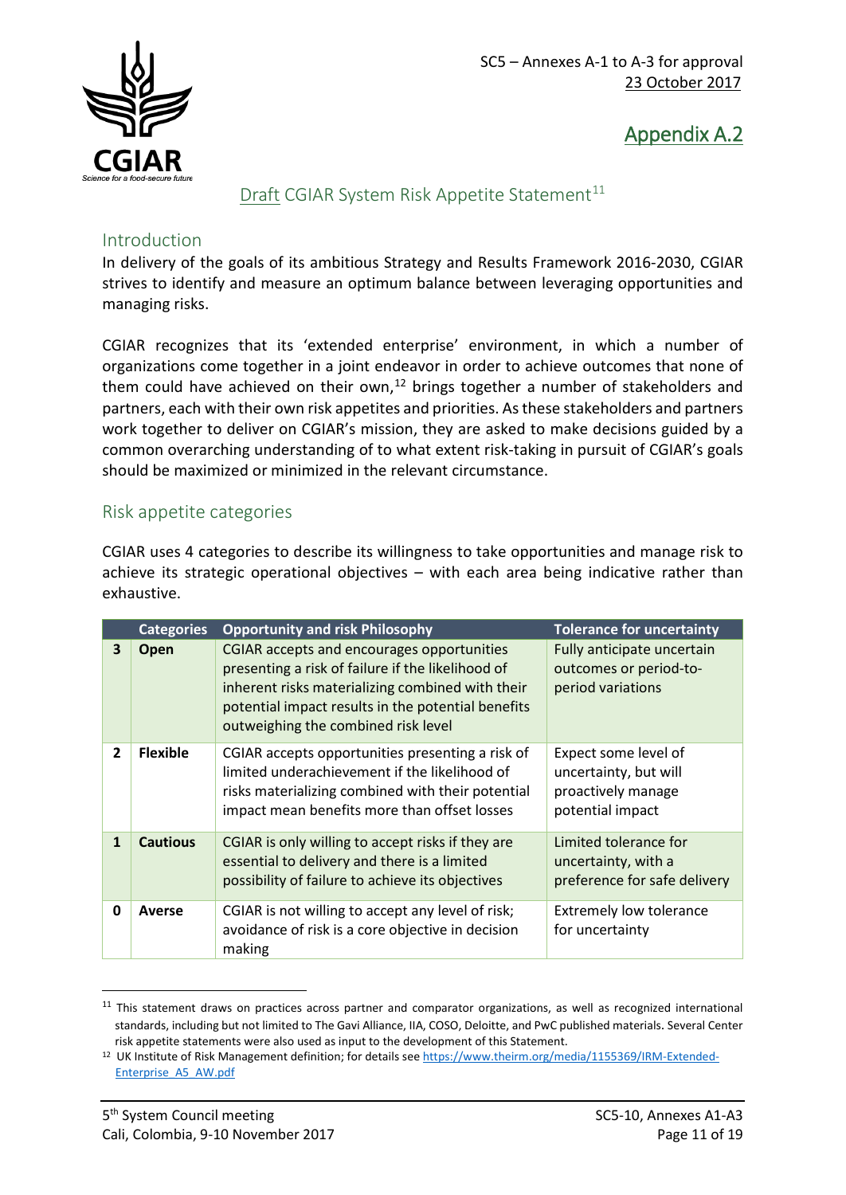SC5 – Annexes A-1 to A-3 for approval
23 October 2017

## Appendix A.2

# Draft CGIAR System Risk Appetite Statement[11]

## Introduction

In delivery of the goals of its ambitious Strategy and Results Framework 2016-2030, CGIAR strives to identify and measure an optimum balance between leveraging opportunities and managing risks.

CGIAR recognizes that its 'extended enterprise' environment, in which a number of organizations come together in a joint endeavor in order to achieve outcomes that none of them could have achieved on their own,[12] brings together a number of stakeholders and partners, each with their own risk appetites and priorities. As these stakeholders and partners work together to deliver on CGIAR's mission, they are asked to make decisions guided by a common overarching understanding of to what extent risk-taking in pursuit of CGIAR's goals should be maximized or minimized in the relevant circumstance.

## Risk appetite categories

CGIAR uses 4 categories to describe its willingness to take opportunities and manage risk to achieve its strategic operational objectives – with each area being indicative rather than exhaustive.

| | Categories | Opportunity and risk Philosophy | Tolerance for uncertainty |
|---|---|---|---|
| **3** | **Open** | CGIAR accepts and encourages opportunities presenting a risk of failure if the likelihood of inherent risks materializing combined with their potential impact results in the potential benefits outweighing the combined risk level | Fully anticipate uncertain outcomes or period-to-period variations |
| **2** | **Flexible** | CGIAR accepts opportunities presenting a risk of limited underachievement if the likelihood of risks materializing combined with their potential impact mean benefits more than offset losses | Expect some level of uncertainty, but will proactively manage potential impact |
| **1** | **Cautious** | CGIAR is only willing to accept risks if they are essential to delivery and there is a limited possibility of failure to achieve its objectives | Limited tolerance for uncertainty, with a preference for safe delivery |
| **0** | **Averse** | CGIAR is not willing to accept any level of risk; avoidance of risk is a core objective in decision making | Extremely low tolerance for uncertainty |

---

[11] This statement draws on practices across partner and comparator organizations, as well as recognized international standards, including but not limited to The Gavi Alliance, IIA, COSO, Deloitte, and PwC published materials. Several Center risk appetite statements were also used as input to the development of this Statement.

[12] UK Institute of Risk Management definition; for details see https://www.theirm.org/media/1155369/IRM-Extended-Enterprise_A5_AW.pdf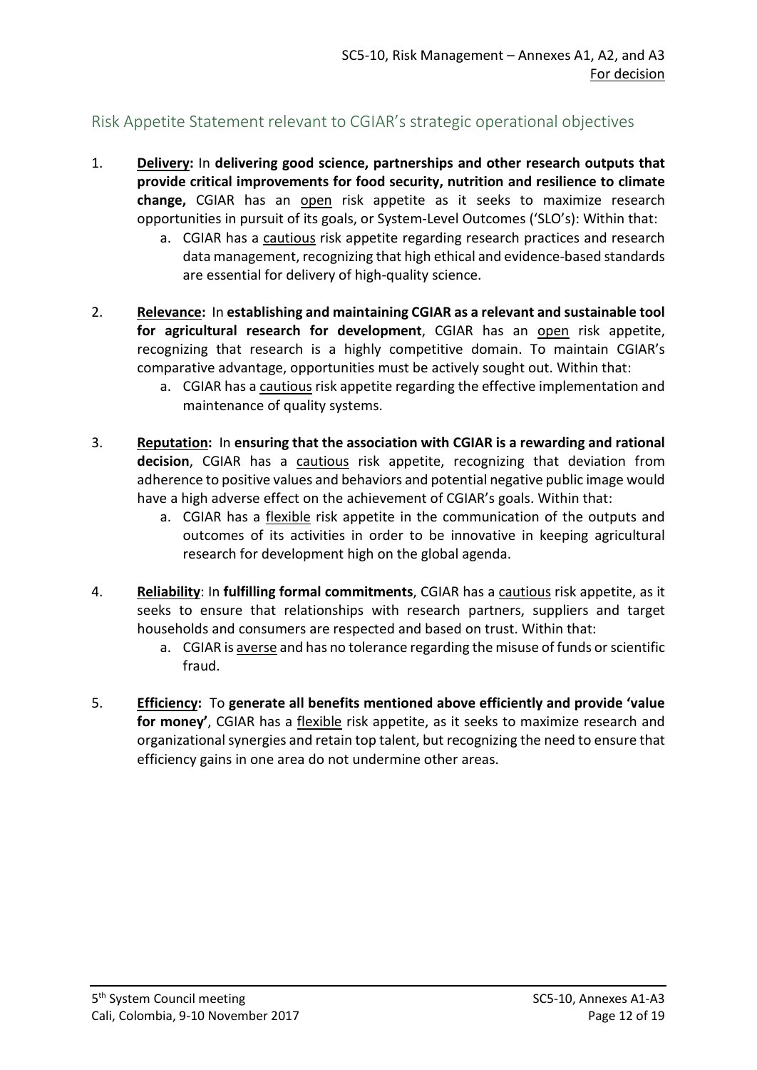## Risk Appetite Statement relevant to CGIAR's strategic operational objectives

1. **Delivery:** In **delivering good science, partnerships and other research outputs that provide critical improvements for food security, nutrition and resilience to climate change,** CGIAR has an open risk appetite as it seeks to maximize research opportunities in pursuit of its goals, or System-Level Outcomes ('SLO's): Within that:
   a. CGIAR has a cautious risk appetite regarding research practices and research data management, recognizing that high ethical and evidence-based standards are essential for delivery of high-quality science.

2. **Relevance:** In **establishing and maintaining CGIAR as a relevant and sustainable tool for agricultural research for development**, CGIAR has an open risk appetite, recognizing that research is a highly competitive domain. To maintain CGIAR's comparative advantage, opportunities must be actively sought out. Within that:
   a. CGIAR has a cautious risk appetite regarding the effective implementation and maintenance of quality systems.

3. **Reputation:** In **ensuring that the association with CGIAR is a rewarding and rational decision**, CGIAR has a cautious risk appetite, recognizing that deviation from adherence to positive values and behaviors and potential negative public image would have a high adverse effect on the achievement of CGIAR's goals. Within that:
   a. CGIAR has a flexible risk appetite in the communication of the outputs and outcomes of its activities in order to be innovative in keeping agricultural research for development high on the global agenda.

4. **Reliability**: In **fulfilling formal commitments**, CGIAR has a cautious risk appetite, as it seeks to ensure that relationships with research partners, suppliers and target households and consumers are respected and based on trust. Within that:
   a. CGIAR is averse and has no tolerance regarding the misuse of funds or scientific fraud.

5. **Efficiency:** To **generate all benefits mentioned above efficiently and provide 'value for money'**, CGIAR has a flexible risk appetite, as it seeks to maximize research and organizational synergies and retain top talent, but recognizing the need to ensure that efficiency gains in one area do not undermine other areas.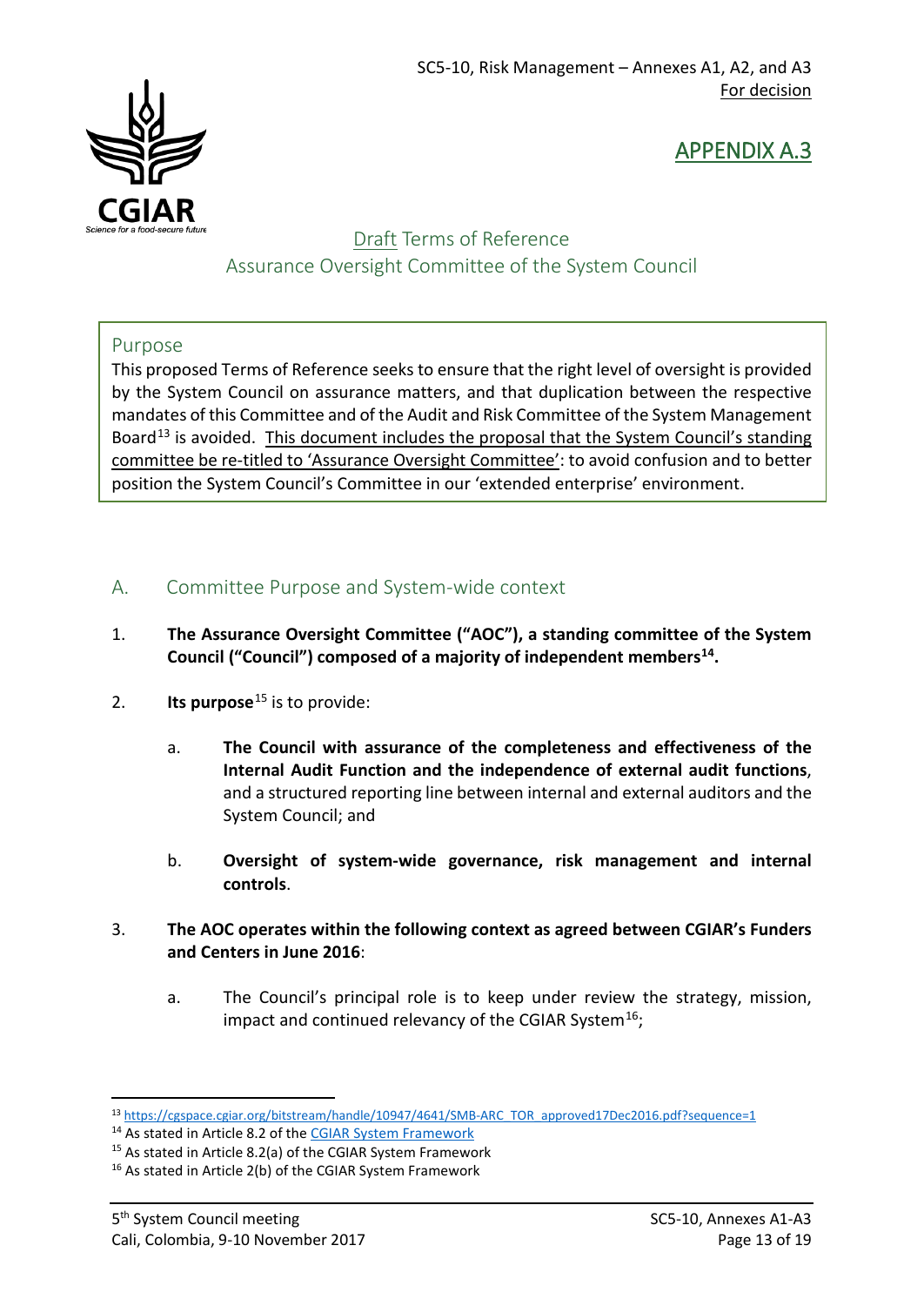SC5-10, Risk Management – Annexes A1, A2, and A3
For decision

## APPENDIX A.3

# Draft Terms of Reference
# Assurance Oversight Committee of the System Council

### Purpose

This proposed Terms of Reference seeks to ensure that the right level of oversight is provided by the System Council on assurance matters, and that duplication between the respective mandates of this Committee and of the Audit and Risk Committee of the System Management Board[13] is avoided. This document includes the proposal that the System Council's standing committee be re-titled to 'Assurance Oversight Committee': to avoid confusion and to better position the System Council's Committee in our 'extended enterprise' environment.

## A. Committee Purpose and System-wide context

1. **The Assurance Oversight Committee ("AOC"), a standing committee of the System Council ("Council") composed of a majority of independent members[14].**

2. **Its purpose**[15] is to provide:

   a. **The Council with assurance of the completeness and effectiveness of the Internal Audit Function and the independence of external audit functions**, and a structured reporting line between internal and external auditors and the System Council; and

   b. **Oversight of system-wide governance, risk management and internal controls**.

3. **The AOC operates within the following context as agreed between CGIAR's Funders and Centers in June 2016**:

   a. The Council's principal role is to keep under review the strategy, mission, impact and continued relevancy of the CGIAR System[16];

---

[13] https://cgspace.cgiar.org/bitstream/handle/10947/4641/SMB-ARC_TOR_approved17Dec2016.pdf?sequence=1

[14] As stated in Article 8.2 of the CGIAR System Framework

[15] As stated in Article 8.2(a) of the CGIAR System Framework

[16] As stated in Article 2(b) of the CGIAR System Framework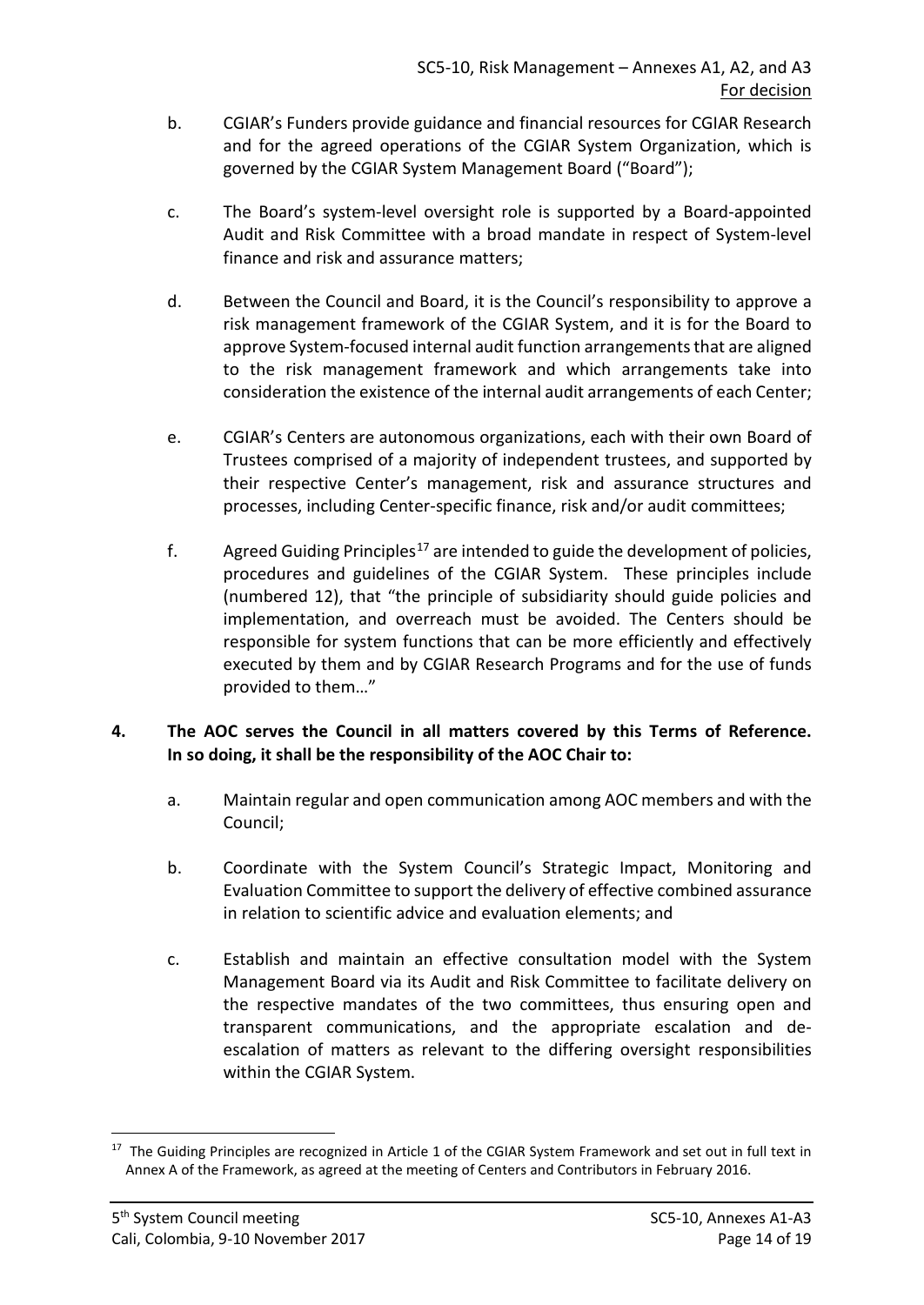b. CGIAR's Funders provide guidance and financial resources for CGIAR Research and for the agreed operations of the CGIAR System Organization, which is governed by the CGIAR System Management Board ("Board");

c. The Board's system-level oversight role is supported by a Board-appointed Audit and Risk Committee with a broad mandate in respect of System-level finance and risk and assurance matters;

d. Between the Council and Board, it is the Council's responsibility to approve a risk management framework of the CGIAR System, and it is for the Board to approve System-focused internal audit function arrangements that are aligned to the risk management framework and which arrangements take into consideration the existence of the internal audit arrangements of each Center;

e. CGIAR's Centers are autonomous organizations, each with their own Board of Trustees comprised of a majority of independent trustees, and supported by their respective Center's management, risk and assurance structures and processes, including Center-specific finance, risk and/or audit committees;

f. Agreed Guiding Principles[17] are intended to guide the development of policies, procedures and guidelines of the CGIAR System. These principles include (numbered 12), that "the principle of subsidiarity should guide policies and implementation, and overreach must be avoided. The Centers should be responsible for system functions that can be more efficiently and effectively executed by them and by CGIAR Research Programs and for the use of funds provided to them…"

**4. The AOC serves the Council in all matters covered by this Terms of Reference. In so doing, it shall be the responsibility of the AOC Chair to:**

a. Maintain regular and open communication among AOC members and with the Council;

b. Coordinate with the System Council's Strategic Impact, Monitoring and Evaluation Committee to support the delivery of effective combined assurance in relation to scientific advice and evaluation elements; and

c. Establish and maintain an effective consultation model with the System Management Board via its Audit and Risk Committee to facilitate delivery on the respective mandates of the two committees, thus ensuring open and transparent communications, and the appropriate escalation and de-escalation of matters as relevant to the differing oversight responsibilities within the CGIAR System.

---

[17] The Guiding Principles are recognized in Article 1 of the CGIAR System Framework and set out in full text in Annex A of the Framework, as agreed at the meeting of Centers and Contributors in February 2016.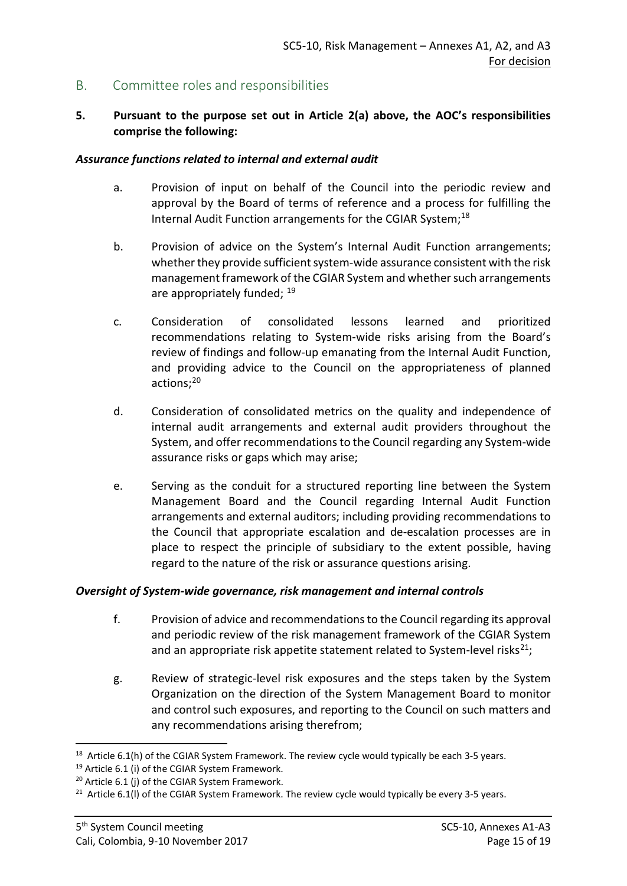## B. Committee roles and responsibilities

**5. Pursuant to the purpose set out in Article 2(a) above, the AOC's responsibilities comprise the following:**

***Assurance functions related to internal and external audit***

a. Provision of input on behalf of the Council into the periodic review and approval by the Board of terms of reference and a process for fulfilling the Internal Audit Function arrangements for the CGIAR System;[18]

b. Provision of advice on the System's Internal Audit Function arrangements; whether they provide sufficient system-wide assurance consistent with the risk management framework of the CGIAR System and whether such arrangements are appropriately funded; [19]

c. Consideration of consolidated lessons learned and prioritized recommendations relating to System-wide risks arising from the Board's review of findings and follow-up emanating from the Internal Audit Function, and providing advice to the Council on the appropriateness of planned actions;[20]

d. Consideration of consolidated metrics on the quality and independence of internal audit arrangements and external audit providers throughout the System, and offer recommendations to the Council regarding any System-wide assurance risks or gaps which may arise;

e. Serving as the conduit for a structured reporting line between the System Management Board and the Council regarding Internal Audit Function arrangements and external auditors; including providing recommendations to the Council that appropriate escalation and de-escalation processes are in place to respect the principle of subsidiary to the extent possible, having regard to the nature of the risk or assurance questions arising.

***Oversight of System-wide governance, risk management and internal controls***

f. Provision of advice and recommendations to the Council regarding its approval and periodic review of the risk management framework of the CGIAR System and an appropriate risk appetite statement related to System-level risks[21];

g. Review of strategic-level risk exposures and the steps taken by the System Organization on the direction of the System Management Board to monitor and control such exposures, and reporting to the Council on such matters and any recommendations arising therefrom;

---

[18] Article 6.1(h) of the CGIAR System Framework. The review cycle would typically be each 3-5 years.

[19] Article 6.1 (i) of the CGIAR System Framework.

[20] Article 6.1 (j) of the CGIAR System Framework.

[21] Article 6.1(l) of the CGIAR System Framework. The review cycle would typically be every 3-5 years.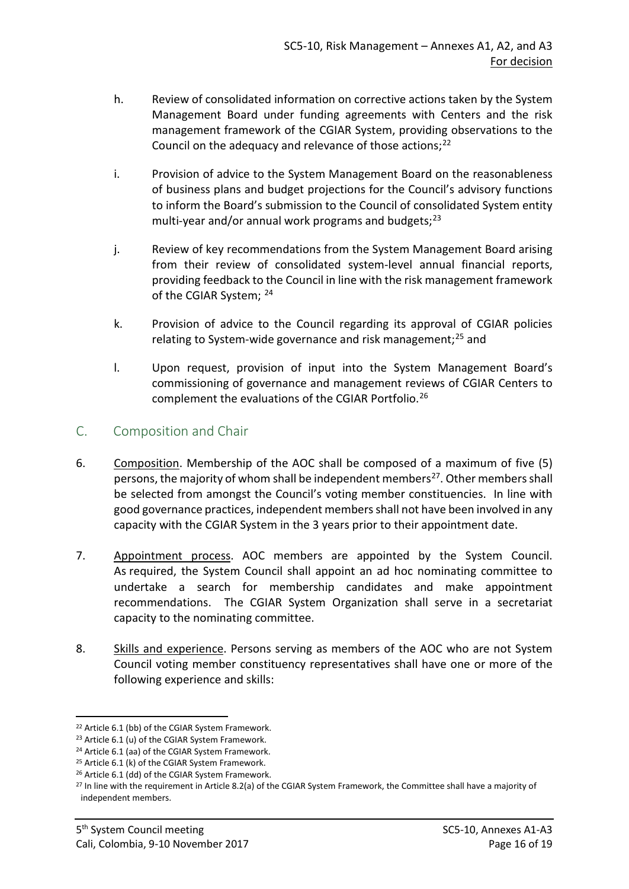h. Review of consolidated information on corrective actions taken by the System Management Board under funding agreements with Centers and the risk management framework of the CGIAR System, providing observations to the Council on the adequacy and relevance of those actions;[22]

i. Provision of advice to the System Management Board on the reasonableness of business plans and budget projections for the Council's advisory functions to inform the Board's submission to the Council of consolidated System entity multi-year and/or annual work programs and budgets;[23]

j. Review of key recommendations from the System Management Board arising from their review of consolidated system-level annual financial reports, providing feedback to the Council in line with the risk management framework of the CGIAR System; [24]

k. Provision of advice to the Council regarding its approval of CGIAR policies relating to System-wide governance and risk management;[25] and

l. Upon request, provision of input into the System Management Board's commissioning of governance and management reviews of CGIAR Centers to complement the evaluations of the CGIAR Portfolio.[26]

## C. Composition and Chair

6. Composition. Membership of the AOC shall be composed of a maximum of five (5) persons, the majority of whom shall be independent members[27]. Other members shall be selected from amongst the Council's voting member constituencies. In line with good governance practices, independent members shall not have been involved in any capacity with the CGIAR System in the 3 years prior to their appointment date.

7. Appointment process. AOC members are appointed by the System Council. As required, the System Council shall appoint an ad hoc nominating committee to undertake a search for membership candidates and make appointment recommendations. The CGIAR System Organization shall serve in a secretariat capacity to the nominating committee.

8. Skills and experience. Persons serving as members of the AOC who are not System Council voting member constituency representatives shall have one or more of the following experience and skills:

---

[22] Article 6.1 (bb) of the CGIAR System Framework.

[23] Article 6.1 (u) of the CGIAR System Framework.

[24] Article 6.1 (aa) of the CGIAR System Framework.

[25] Article 6.1 (k) of the CGIAR System Framework.

[26] Article 6.1 (dd) of the CGIAR System Framework.

[27] In line with the requirement in Article 8.2(a) of the CGIAR System Framework, the Committee shall have a majority of independent members.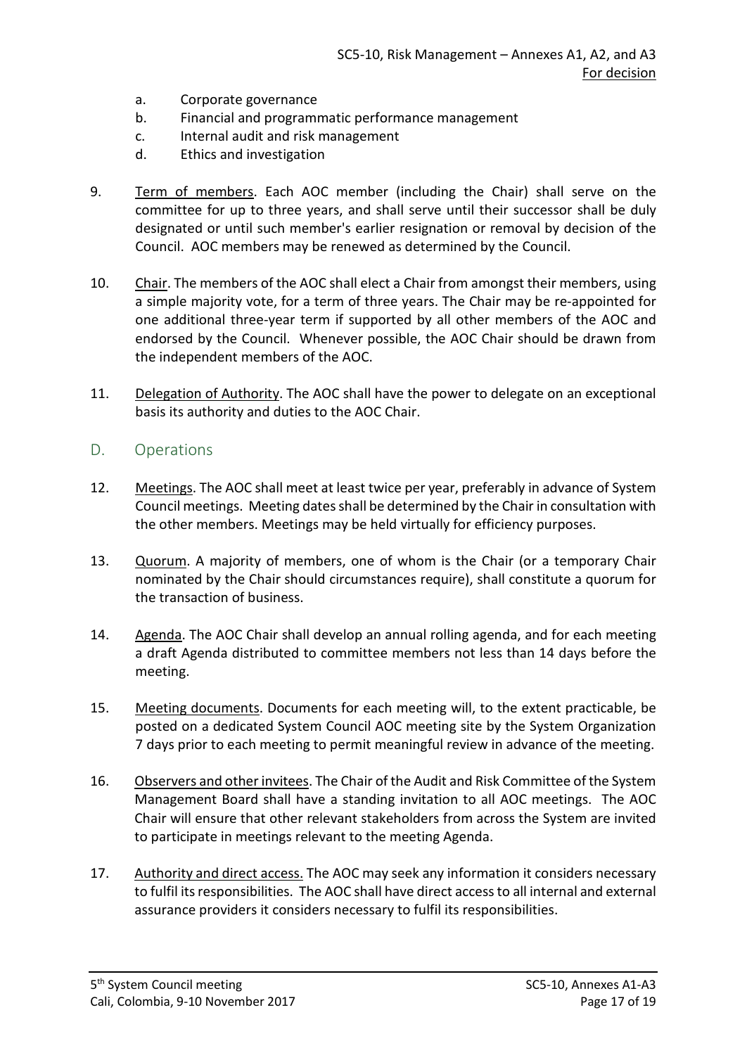a. Corporate governance
b. Financial and programmatic performance management
c. Internal audit and risk management
d. Ethics and investigation

9. Term of members. Each AOC member (including the Chair) shall serve on the committee for up to three years, and shall serve until their successor shall be duly designated or until such member's earlier resignation or removal by decision of the Council. AOC members may be renewed as determined by the Council.

10. Chair. The members of the AOC shall elect a Chair from amongst their members, using a simple majority vote, for a term of three years. The Chair may be re-appointed for one additional three-year term if supported by all other members of the AOC and endorsed by the Council. Whenever possible, the AOC Chair should be drawn from the independent members of the AOC.

11. Delegation of Authority. The AOC shall have the power to delegate on an exceptional basis its authority and duties to the AOC Chair.

## D. Operations

12. Meetings. The AOC shall meet at least twice per year, preferably in advance of System Council meetings. Meeting dates shall be determined by the Chair in consultation with the other members. Meetings may be held virtually for efficiency purposes.

13. Quorum. A majority of members, one of whom is the Chair (or a temporary Chair nominated by the Chair should circumstances require), shall constitute a quorum for the transaction of business.

14. Agenda. The AOC Chair shall develop an annual rolling agenda, and for each meeting a draft Agenda distributed to committee members not less than 14 days before the meeting.

15. Meeting documents. Documents for each meeting will, to the extent practicable, be posted on a dedicated System Council AOC meeting site by the System Organization 7 days prior to each meeting to permit meaningful review in advance of the meeting.

16. Observers and other invitees. The Chair of the Audit and Risk Committee of the System Management Board shall have a standing invitation to all AOC meetings. The AOC Chair will ensure that other relevant stakeholders from across the System are invited to participate in meetings relevant to the meeting Agenda.

17. Authority and direct access. The AOC may seek any information it considers necessary to fulfil its responsibilities. The AOC shall have direct access to all internal and external assurance providers it considers necessary to fulfil its responsibilities.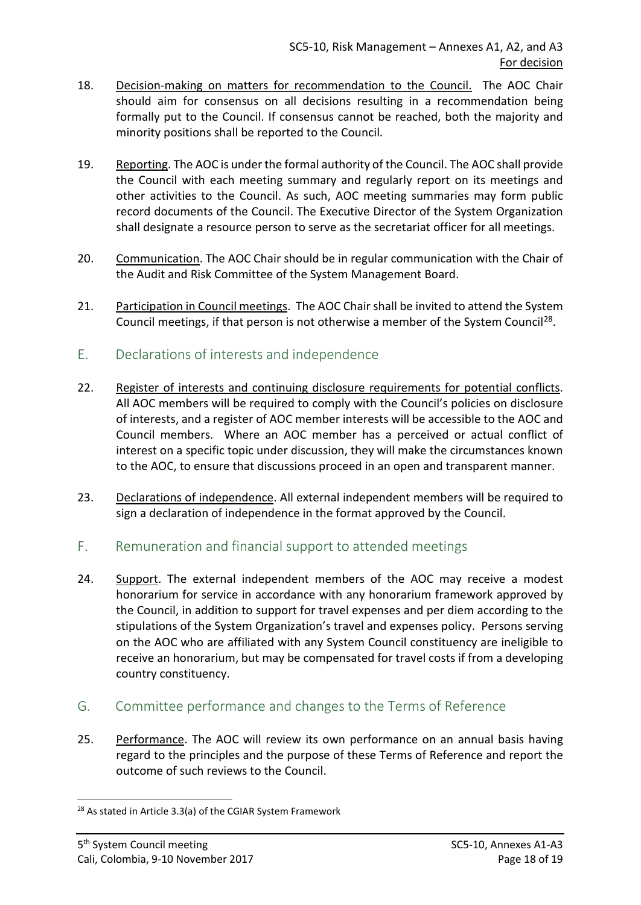18. Decision-making on matters for recommendation to the Council. The AOC Chair should aim for consensus on all decisions resulting in a recommendation being formally put to the Council. If consensus cannot be reached, both the majority and minority positions shall be reported to the Council.

19. Reporting. The AOC is under the formal authority of the Council. The AOC shall provide the Council with each meeting summary and regularly report on its meetings and other activities to the Council. As such, AOC meeting summaries may form public record documents of the Council. The Executive Director of the System Organization shall designate a resource person to serve as the secretariat officer for all meetings.

20. Communication. The AOC Chair should be in regular communication with the Chair of the Audit and Risk Committee of the System Management Board.

21. Participation in Council meetings. The AOC Chair shall be invited to attend the System Council meetings, if that person is not otherwise a member of the System Council[28].

## E. Declarations of interests and independence

22. Register of interests and continuing disclosure requirements for potential conflicts. All AOC members will be required to comply with the Council's policies on disclosure of interests, and a register of AOC member interests will be accessible to the AOC and Council members. Where an AOC member has a perceived or actual conflict of interest on a specific topic under discussion, they will make the circumstances known to the AOC, to ensure that discussions proceed in an open and transparent manner.

23. Declarations of independence. All external independent members will be required to sign a declaration of independence in the format approved by the Council.

## F. Remuneration and financial support to attended meetings

24. Support. The external independent members of the AOC may receive a modest honorarium for service in accordance with any honorarium framework approved by the Council, in addition to support for travel expenses and per diem according to the stipulations of the System Organization's travel and expenses policy. Persons serving on the AOC who are affiliated with any System Council constituency are ineligible to receive an honorarium, but may be compensated for travel costs if from a developing country constituency.

## G. Committee performance and changes to the Terms of Reference

25. Performance. The AOC will review its own performance on an annual basis having regard to the principles and the purpose of these Terms of Reference and report the outcome of such reviews to the Council.

[28] As stated in Article 3.3(a) of the CGIAR System Framework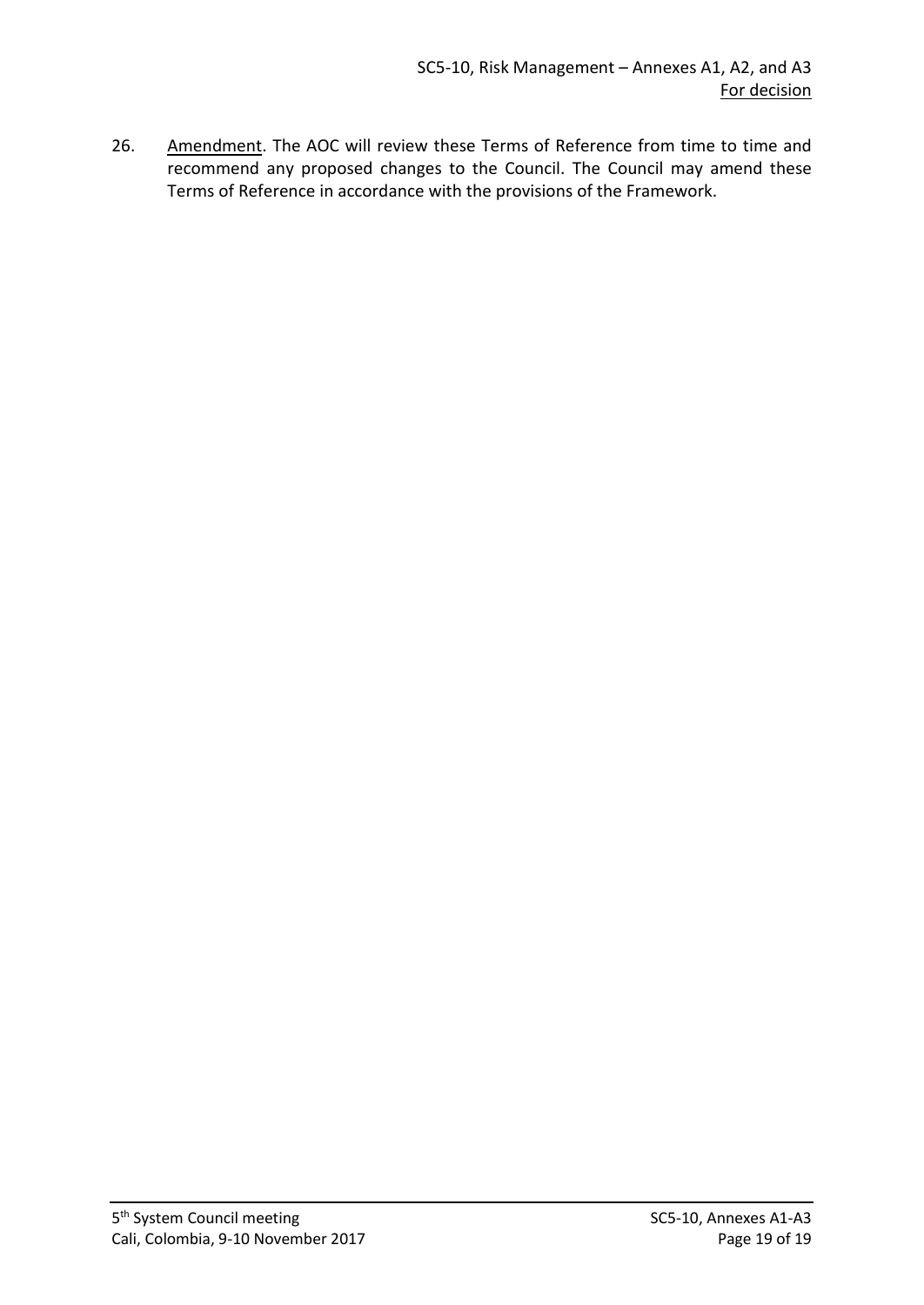26. Amendment. The AOC will review these Terms of Reference from time to time and recommend any proposed changes to the Council. The Council may amend these Terms of Reference in accordance with the provisions of the Framework.